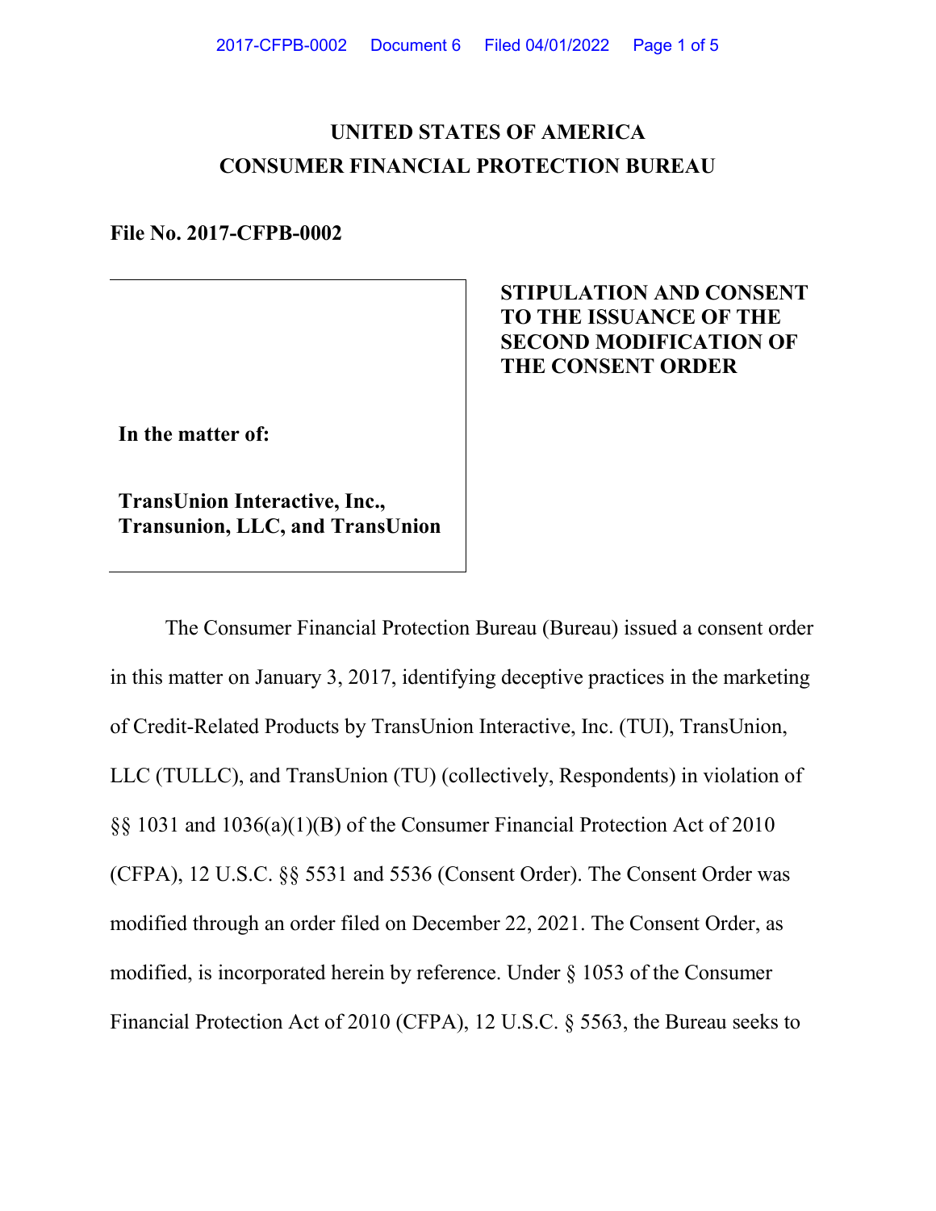# UNITED STATES OF AMERICA
# CONSUMER FINANCIAL PROTECTION BUREAU

**File No. 2017-CFPB-0002**

**In the matter of:**

**TransUnion Interactive, Inc., Transunion, LLC, and TransUnion**

**STIPULATION AND CONSENT TO THE ISSUANCE OF THE SECOND MODIFICATION OF THE CONSENT ORDER**

The Consumer Financial Protection Bureau (Bureau) issued a consent order in this matter on January 3, 2017, identifying deceptive practices in the marketing of Credit-Related Products by TransUnion Interactive, Inc. (TUI), TransUnion, LLC (TULLC), and TransUnion (TU) (collectively, Respondents) in violation of §§ 1031 and 1036(a)(1)(B) of the Consumer Financial Protection Act of 2010 (CFPA), 12 U.S.C. §§ 5531 and 5536 (Consent Order). The Consent Order was modified through an order filed on December 22, 2021. The Consent Order, as modified, is incorporated herein by reference. Under § 1053 of the Consumer Financial Protection Act of 2010 (CFPA), 12 U.S.C. § 5563, the Bureau seeks to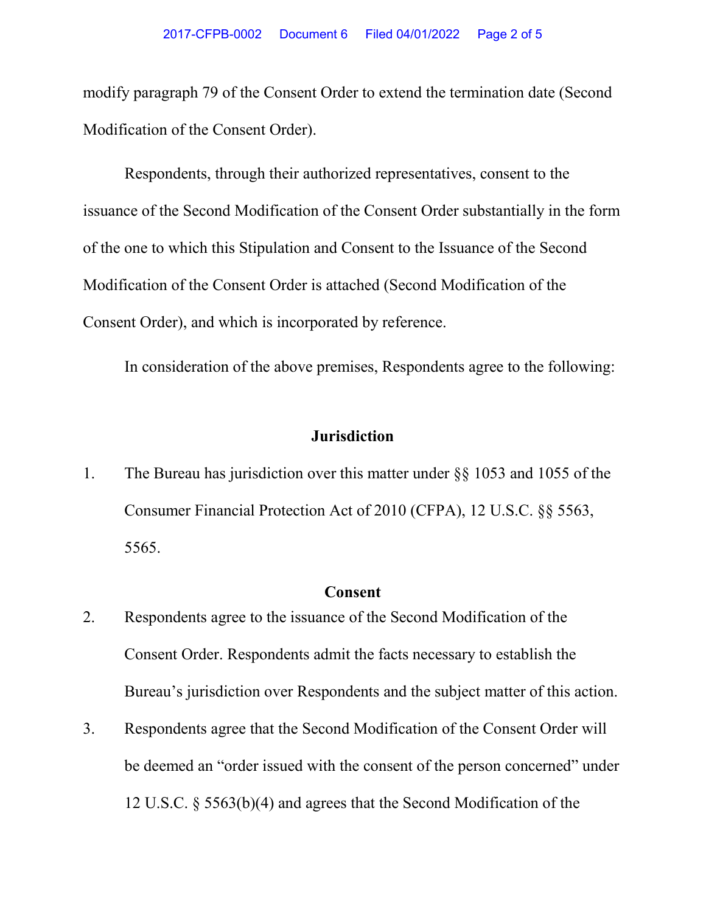modify paragraph 79 of the Consent Order to extend the termination date (Second Modification of the Consent Order).

Respondents, through their authorized representatives, consent to the issuance of the Second Modification of the Consent Order substantially in the form of the one to which this Stipulation and Consent to the Issuance of the Second Modification of the Consent Order is attached (Second Modification of the Consent Order), and which is incorporated by reference.

In consideration of the above premises, Respondents agree to the following:

## Jurisdiction

1. The Bureau has jurisdiction over this matter under §§ 1053 and 1055 of the Consumer Financial Protection Act of 2010 (CFPA), 12 U.S.C. §§ 5563, 5565.

## Consent

2. Respondents agree to the issuance of the Second Modification of the Consent Order. Respondents admit the facts necessary to establish the Bureau's jurisdiction over Respondents and the subject matter of this action.

3. Respondents agree that the Second Modification of the Consent Order will be deemed an "order issued with the consent of the person concerned" under 12 U.S.C. § 5563(b)(4) and agrees that the Second Modification of the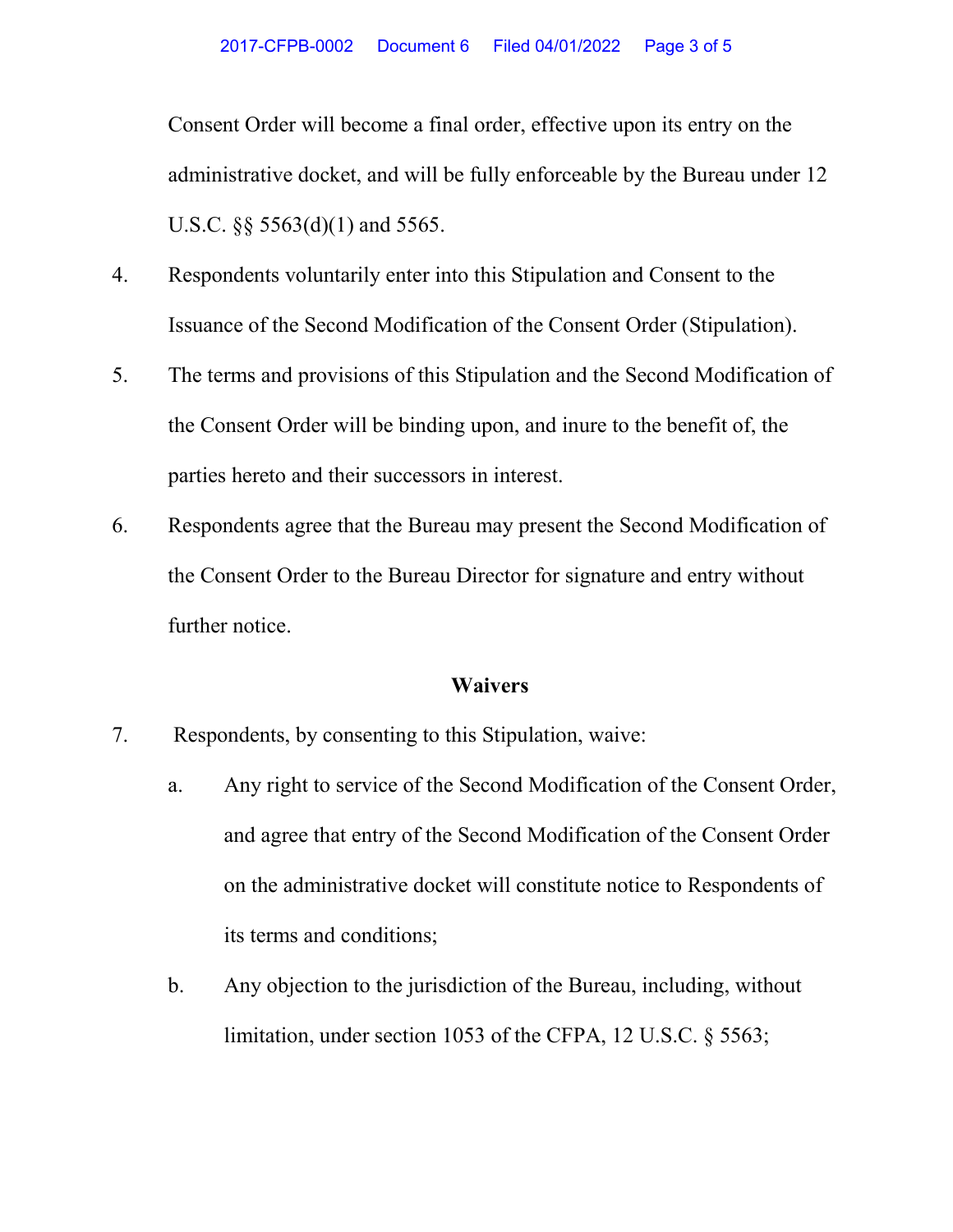Consent Order will become a final order, effective upon its entry on the administrative docket, and will be fully enforceable by the Bureau under 12 U.S.C. §§ 5563(d)(1) and 5565.

4. Respondents voluntarily enter into this Stipulation and Consent to the Issuance of the Second Modification of the Consent Order (Stipulation).

5. The terms and provisions of this Stipulation and the Second Modification of the Consent Order will be binding upon, and inure to the benefit of, the parties hereto and their successors in interest.

6. Respondents agree that the Bureau may present the Second Modification of the Consent Order to the Bureau Director for signature and entry without further notice.

## Waivers

7. Respondents, by consenting to this Stipulation, waive:

   a. Any right to service of the Second Modification of the Consent Order, and agree that entry of the Second Modification of the Consent Order on the administrative docket will constitute notice to Respondents of its terms and conditions;

   b. Any objection to the jurisdiction of the Bureau, including, without limitation, under section 1053 of the CFPA, 12 U.S.C. § 5563;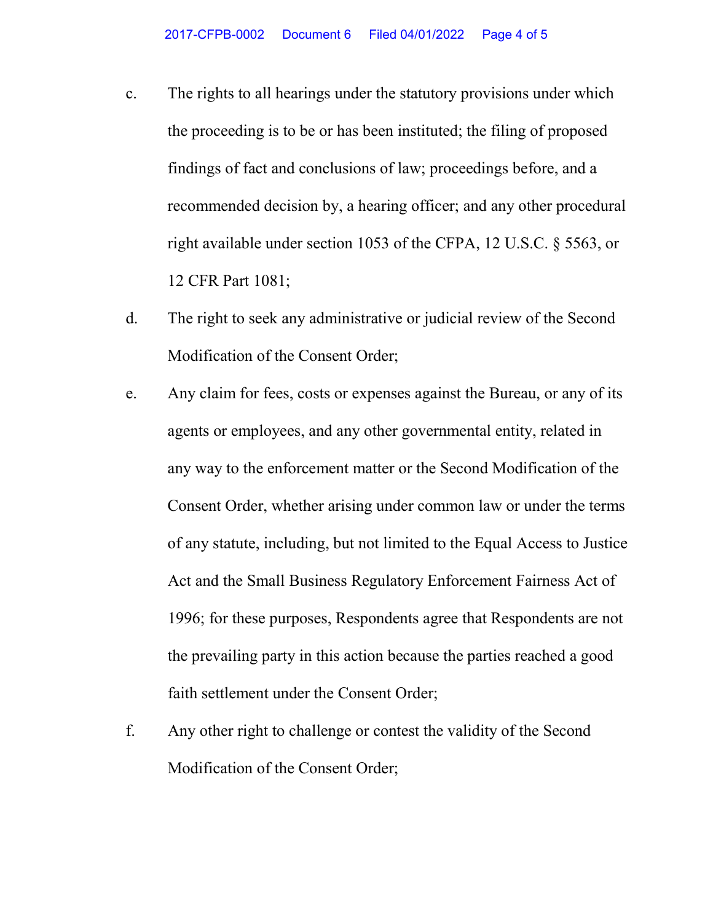c. The rights to all hearings under the statutory provisions under which the proceeding is to be or has been instituted; the filing of proposed findings of fact and conclusions of law; proceedings before, and a recommended decision by, a hearing officer; and any other procedural right available under section 1053 of the CFPA, 12 U.S.C. § 5563, or 12 CFR Part 1081;

d. The right to seek any administrative or judicial review of the Second Modification of the Consent Order;

e. Any claim for fees, costs or expenses against the Bureau, or any of its agents or employees, and any other governmental entity, related in any way to the enforcement matter or the Second Modification of the Consent Order, whether arising under common law or under the terms of any statute, including, but not limited to the Equal Access to Justice Act and the Small Business Regulatory Enforcement Fairness Act of 1996; for these purposes, Respondents agree that Respondents are not the prevailing party in this action because the parties reached a good faith settlement under the Consent Order;

f. Any other right to challenge or contest the validity of the Second Modification of the Consent Order;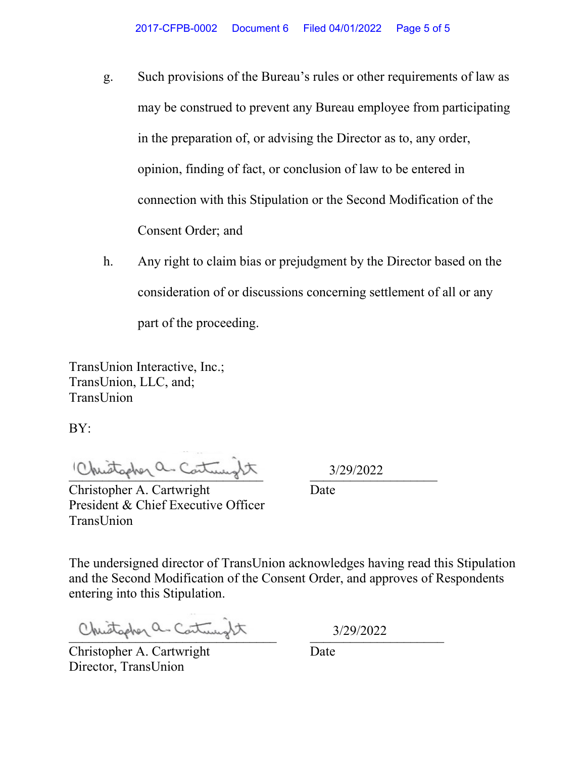g. Such provisions of the Bureau's rules or other requirements of law as may be construed to prevent any Bureau employee from participating in the preparation of, or advising the Director as to, any order, opinion, finding of fact, or conclusion of law to be entered in connection with this Stipulation or the Second Modification of the Consent Order; and

h. Any right to claim bias or prejudgment by the Director based on the consideration of or discussions concerning settlement of all or any part of the proceeding.

TransUnion Interactive, Inc.;
TransUnion, LLC, and;
TransUnion

BY:

Christopher A. Cartwright ______________________ 3/29/2022 ______________
Christopher A. Cartwright Date
President & Chief Executive Officer
TransUnion

The undersigned director of TransUnion acknowledges having read this Stipulation and the Second Modification of the Consent Order, and approves of Respondents entering into this Stipulation.

Christopher A. Cartwright ______________________ 3/29/2022 ______________
Christopher A. Cartwright Date
Director, TransUnion